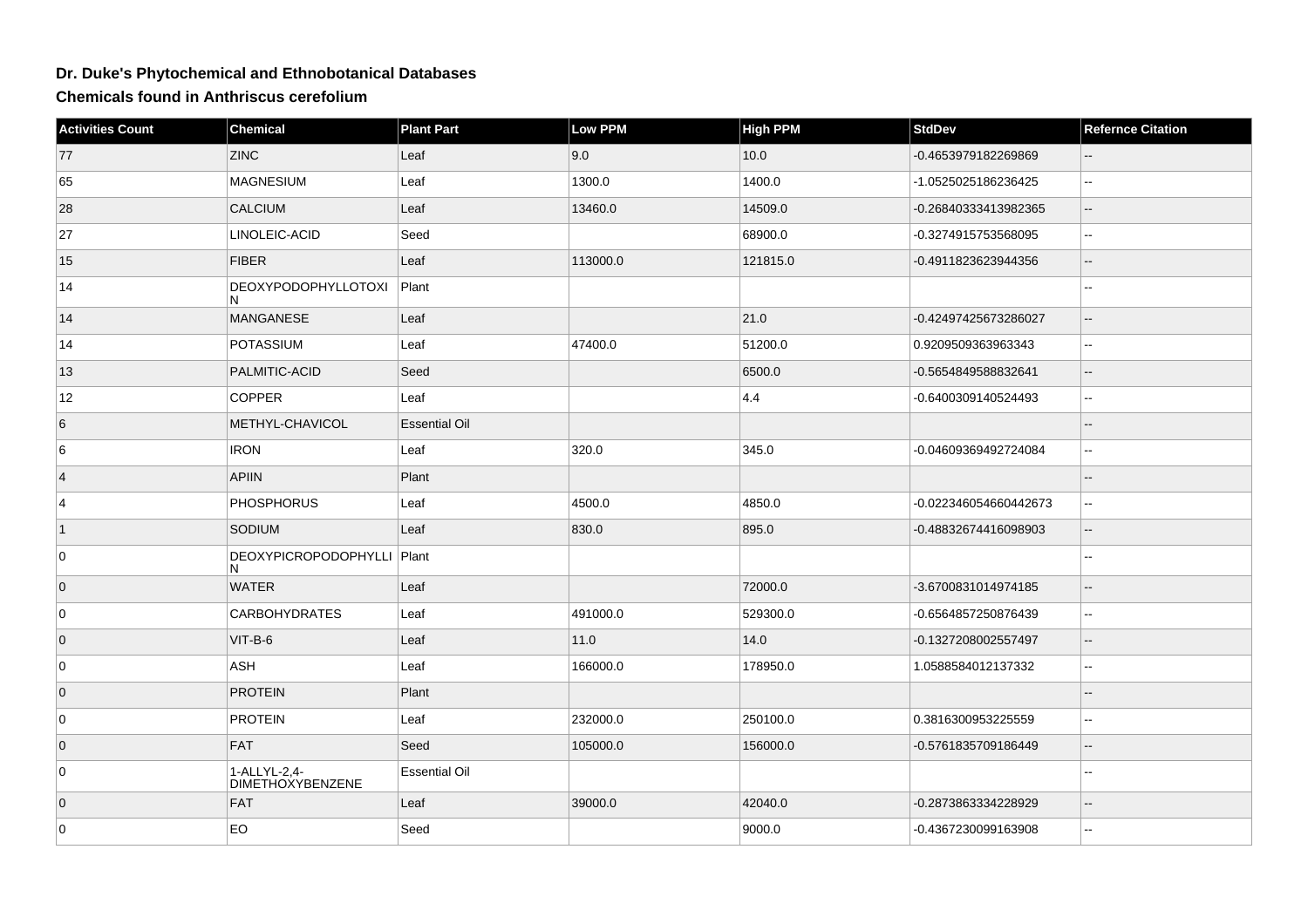# Dr. Duke's Phytochemical and Ethnobotanical Databases

## Chemicals found in Anthriscus cerefolium

| Activities Count | Chemical | Plant Part | Low PPM | High PPM | StdDev | Refernce Citation |
|---|---|---|---|---|---|---|
| 77 | ZINC | Leaf | 9.0 | 10.0 | -0.4653979182269869 | -- |
| 65 | MAGNESIUM | Leaf | 1300.0 | 1400.0 | -1.0525025186236425 | -- |
| 28 | CALCIUM | Leaf | 13460.0 | 14509.0 | -0.26840333413982365 | -- |
| 27 | LINOLEIC-ACID | Seed | | 68900.0 | -0.3274915753568095 | -- |
| 15 | FIBER | Leaf | 113000.0 | 121815.0 | -0.4911823623944356 | -- |
| 14 | DEOXYPODOPHYLLOTOXIN | Plant | | | | -- |
| 14 | MANGANESE | Leaf | | 21.0 | -0.42497425673286027 | -- |
| 14 | POTASSIUM | Leaf | 47400.0 | 51200.0 | 0.9209509363963343 | -- |
| 13 | PALMITIC-ACID | Seed | | 6500.0 | -0.5654849588832641 | -- |
| 12 | COPPER | Leaf | | 4.4 | -0.6400309140524493 | -- |
| 6 | METHYL-CHAVICOL | Essential Oil | | | | -- |
| 6 | IRON | Leaf | 320.0 | 345.0 | -0.04609369492724084 | -- |
| 4 | APIIN | Plant | | | | -- |
| 4 | PHOSPHORUS | Leaf | 4500.0 | 4850.0 | -0.022346054660442673 | -- |
| 1 | SODIUM | Leaf | 830.0 | 895.0 | -0.48832674416098903 | -- |
| 0 | DEOXYPICROPODOPHYLLIN | Plant | | | | -- |
| 0 | WATER | Leaf | | 72000.0 | -3.6700831014974185 | -- |
| 0 | CARBOHYDRATES | Leaf | 491000.0 | 529300.0 | -0.6564857250876439 | -- |
| 0 | VIT-B-6 | Leaf | 11.0 | 14.0 | -0.1327208002557497 | -- |
| 0 | ASH | Leaf | 166000.0 | 178950.0 | 1.0588584012137332 | -- |
| 0 | PROTEIN | Plant | | | | -- |
| 0 | PROTEIN | Leaf | 232000.0 | 250100.0 | 0.3816300953225559 | -- |
| 0 | FAT | Seed | 105000.0 | 156000.0 | -0.5761835709186449 | -- |
| 0 | 1-ALLYL-2,4-DIMETHOXYBENZENE | Essential Oil | | | | -- |
| 0 | FAT | Leaf | 39000.0 | 42040.0 | -0.2873863334228929 | -- |
| 0 | EO | Seed | | 9000.0 | -0.4367230099163908 | -- |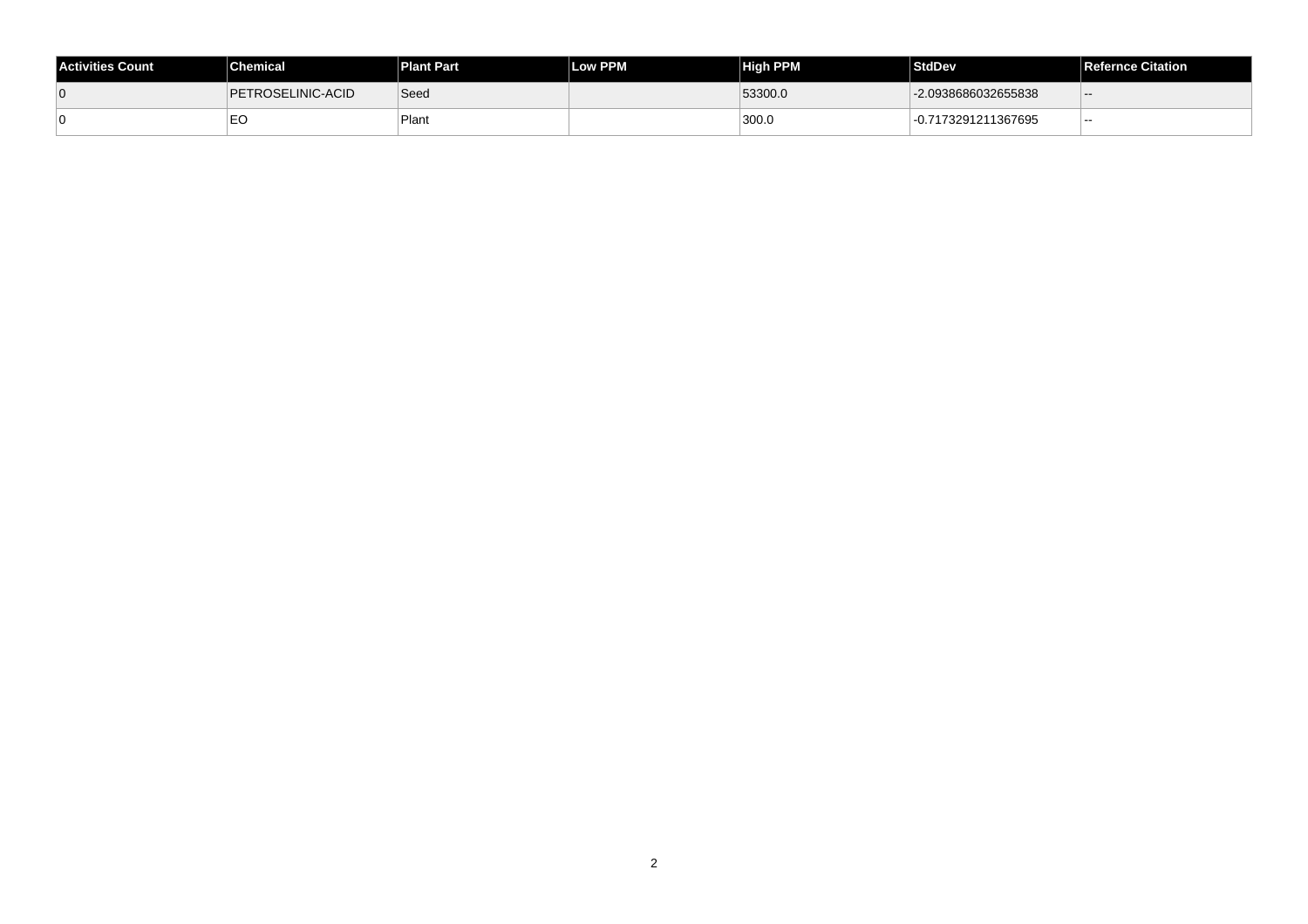| Activities Count | Chemical | Plant Part | Low PPM | High PPM | StdDev | Refernce Citation |
| --- | --- | --- | --- | --- | --- | --- |
| 0 | PETROSELINIC-ACID | Seed | | 53300.0 | -2.0938686032655838 | -- |
| 0 | EO | Plant | | 300.0 | -0.7173291211367695 | -- |